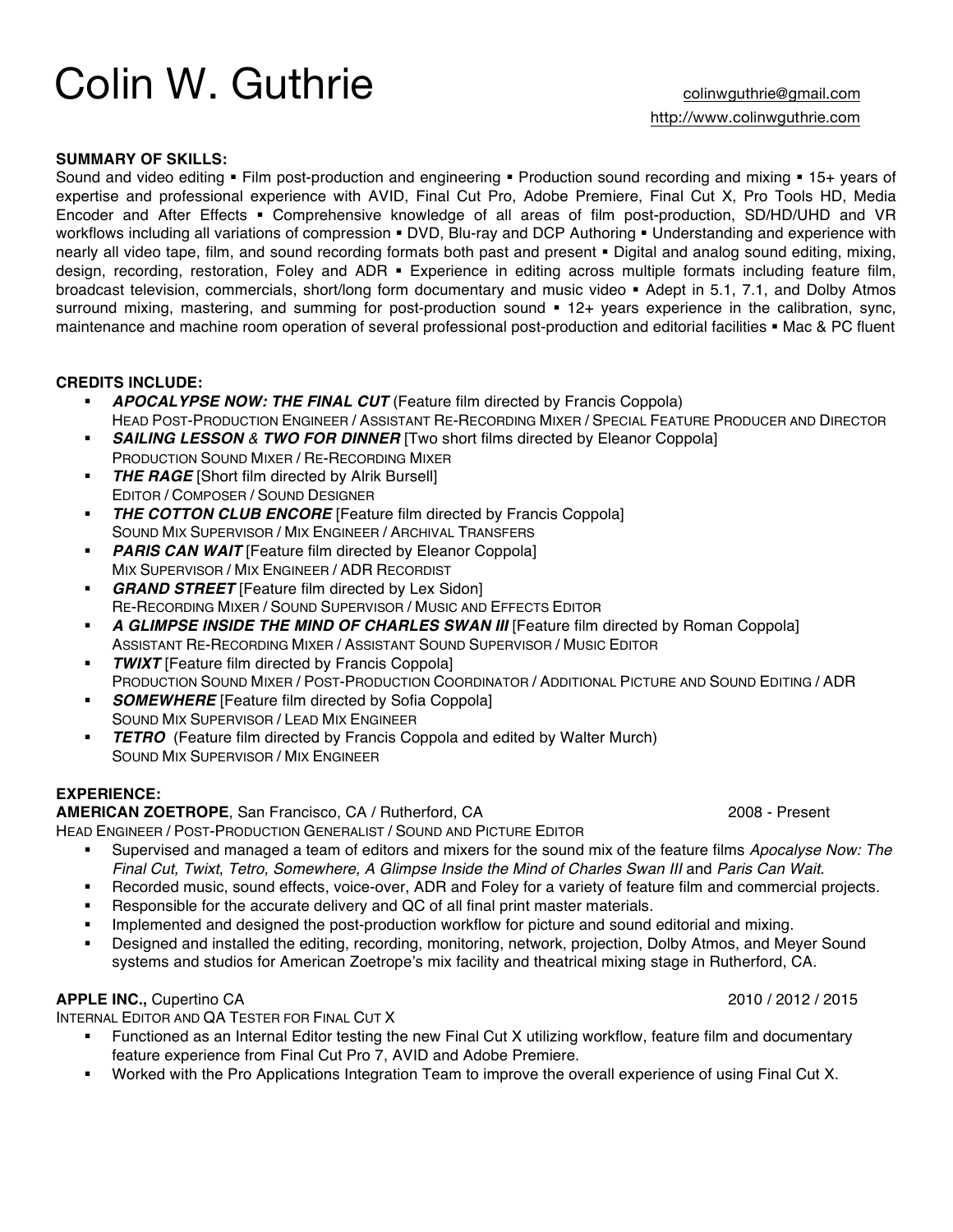# Colin W. Guthrie

colinwguthrie@gmail.com
http://www.colinwguthrie.com

**SUMMARY OF SKILLS:**

Sound and video editing ▪ Film post-production and engineering ▪ Production sound recording and mixing ▪ 15+ years of expertise and professional experience with AVID, Final Cut Pro, Adobe Premiere, Final Cut X, Pro Tools HD, Media Encoder and After Effects ▪ Comprehensive knowledge of all areas of film post-production, SD/HD/UHD and VR workflows including all variations of compression ▪ DVD, Blu-ray and DCP Authoring ▪ Understanding and experience with nearly all video tape, film, and sound recording formats both past and present ▪ Digital and analog sound editing, mixing, design, recording, restoration, Foley and ADR ▪ Experience in editing across multiple formats including feature film, broadcast television, commercials, short/long form documentary and music video ▪ Adept in 5.1, 7.1, and Dolby Atmos surround mixing, mastering, and summing for post-production sound ▪ 12+ years experience in the calibration, sync, maintenance and machine room operation of several professional post-production and editorial facilities ▪ Mac & PC fluent

**CREDITS INCLUDE:**

- ***APOCALYPSE NOW: THE FINAL CUT*** (Feature film directed by Francis Coppola)
  HEAD POST-PRODUCTION ENGINEER / ASSISTANT RE-RECORDING MIXER / SPECIAL FEATURE PRODUCER AND DIRECTOR
- ***SAILING LESSON & TWO FOR DINNER*** [Two short films directed by Eleanor Coppola]
  PRODUCTION SOUND MIXER / RE-RECORDING MIXER
- ***THE RAGE*** [Short film directed by Alrik Bursell]
  EDITOR / COMPOSER / SOUND DESIGNER
- ***THE COTTON CLUB ENCORE*** [Feature film directed by Francis Coppola]
  SOUND MIX SUPERVISOR / MIX ENGINEER / ARCHIVAL TRANSFERS
- ***PARIS CAN WAIT*** [Feature film directed by Eleanor Coppola]
  MIX SUPERVISOR / MIX ENGINEER / ADR RECORDIST
- ***GRAND STREET*** [Feature film directed by Lex Sidon]
  RE-RECORDING MIXER / SOUND SUPERVISOR / MUSIC AND EFFECTS EDITOR
- ***A GLIMPSE INSIDE THE MIND OF CHARLES SWAN III*** [Feature film directed by Roman Coppola]
  ASSISTANT RE-RECORDING MIXER / ASSISTANT SOUND SUPERVISOR / MUSIC EDITOR
- ***TWIXT*** [Feature film directed by Francis Coppola]
  PRODUCTION SOUND MIXER / POST-PRODUCTION COORDINATOR / ADDITIONAL PICTURE AND SOUND EDITING / ADR
- ***SOMEWHERE*** [Feature film directed by Sofia Coppola]
  SOUND MIX SUPERVISOR / LEAD MIX ENGINEER
- ***TETRO*** (Feature film directed by Francis Coppola and edited by Walter Murch)
  SOUND MIX SUPERVISOR / MIX ENGINEER

**EXPERIENCE:**

**AMERICAN ZOETROPE**, San Francisco, CA / Rutherford, CA — 2008 - Present

HEAD ENGINEER / POST-PRODUCTION GENERALIST / SOUND AND PICTURE EDITOR

- Supervised and managed a team of editors and mixers for the sound mix of the feature films *Apocalyse Now: The Final Cut, Twixt*, *Tetro, Somewhere, A Glimpse Inside the Mind of Charles Swan III* and *Paris Can Wait.*
- Recorded music, sound effects, voice-over, ADR and Foley for a variety of feature film and commercial projects.
- Responsible for the accurate delivery and QC of all final print master materials.
- Implemented and designed the post-production workflow for picture and sound editorial and mixing.
- Designed and installed the editing, recording, monitoring, network, projection, Dolby Atmos, and Meyer Sound systems and studios for American Zoetrope's mix facility and theatrical mixing stage in Rutherford, CA.

**APPLE INC.,** Cupertino CA — 2010 / 2012 / 2015

INTERNAL EDITOR AND QA TESTER FOR FINAL CUT X

- Functioned as an Internal Editor testing the new Final Cut X utilizing workflow, feature film and documentary feature experience from Final Cut Pro 7, AVID and Adobe Premiere.
- Worked with the Pro Applications Integration Team to improve the overall experience of using Final Cut X.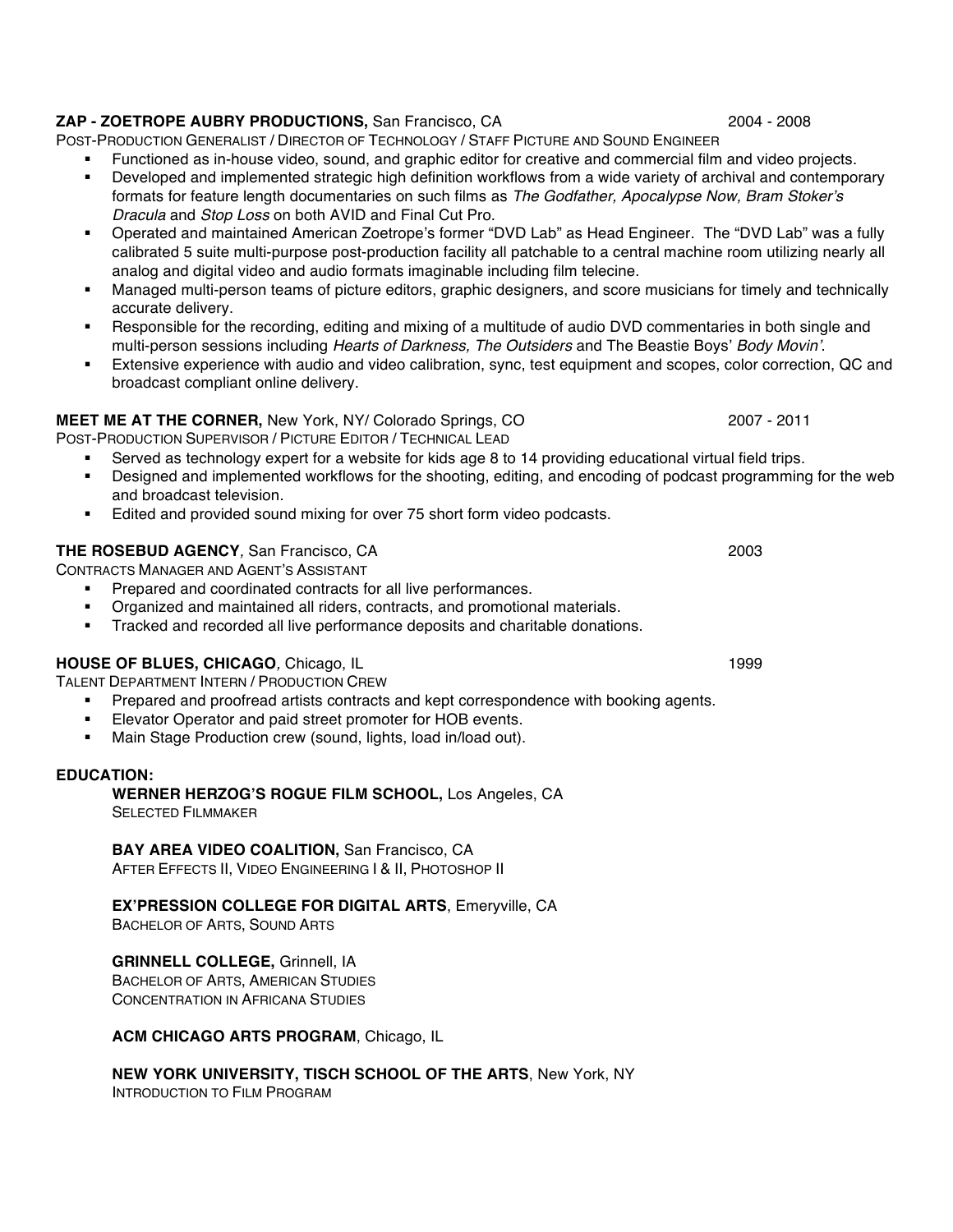**ZAP - ZOETROPE AUBRY PRODUCTIONS,** San Francisco, CA 2004 - 2008

POST-PRODUCTION GENERALIST / DIRECTOR OF TECHNOLOGY / STAFF PICTURE AND SOUND ENGINEER

- Functioned as in-house video, sound, and graphic editor for creative and commercial film and video projects.
- Developed and implemented strategic high definition workflows from a wide variety of archival and contemporary formats for feature length documentaries on such films as *The Godfather, Apocalypse Now, Bram Stoker's Dracula* and *Stop Loss* on both AVID and Final Cut Pro.
- Operated and maintained American Zoetrope's former "DVD Lab" as Head Engineer. The "DVD Lab" was a fully calibrated 5 suite multi-purpose post-production facility all patchable to a central machine room utilizing nearly all analog and digital video and audio formats imaginable including film telecine.
- Managed multi-person teams of picture editors, graphic designers, and score musicians for timely and technically accurate delivery.
- Responsible for the recording, editing and mixing of a multitude of audio DVD commentaries in both single and multi-person sessions including *Hearts of Darkness, The Outsiders* and The Beastie Boys' *Body Movin'*.
- Extensive experience with audio and video calibration, sync, test equipment and scopes, color correction, QC and broadcast compliant online delivery.

**MEET ME AT THE CORNER,** New York, NY/ Colorado Springs, CO 2007 - 2011

POST-PRODUCTION SUPERVISOR / PICTURE EDITOR / TECHNICAL LEAD

- Served as technology expert for a website for kids age 8 to 14 providing educational virtual field trips.
- Designed and implemented workflows for the shooting, editing, and encoding of podcast programming for the web and broadcast television.
- Edited and provided sound mixing for over 75 short form video podcasts.

**THE ROSEBUD AGENCY***,* San Francisco, CA 2003

CONTRACTS MANAGER AND AGENT'S ASSISTANT

- Prepared and coordinated contracts for all live performances.
- Organized and maintained all riders, contracts, and promotional materials.
- Tracked and recorded all live performance deposits and charitable donations.

**HOUSE OF BLUES, CHICAGO***,* Chicago, IL 1999

TALENT DEPARTMENT INTERN / PRODUCTION CREW

- Prepared and proofread artists contracts and kept correspondence with booking agents.
- Elevator Operator and paid street promoter for HOB events.
- Main Stage Production crew (sound, lights, load in/load out).

**EDUCATION:**

**WERNER HERZOG'S ROGUE FILM SCHOOL,** Los Angeles, CA
SELECTED FILMMAKER

**BAY AREA VIDEO COALITION,** San Francisco, CA
AFTER EFFECTS II, VIDEO ENGINEERING I & II, PHOTOSHOP II

**EX'PRESSION COLLEGE FOR DIGITAL ARTS**, Emeryville, CA
BACHELOR OF ARTS, SOUND ARTS

**GRINNELL COLLEGE,** Grinnell, IA
BACHELOR OF ARTS, AMERICAN STUDIES
CONCENTRATION IN AFRICANA STUDIES

**ACM CHICAGO ARTS PROGRAM**, Chicago, IL

**NEW YORK UNIVERSITY, TISCH SCHOOL OF THE ARTS**, New York, NY
INTRODUCTION TO FILM PROGRAM